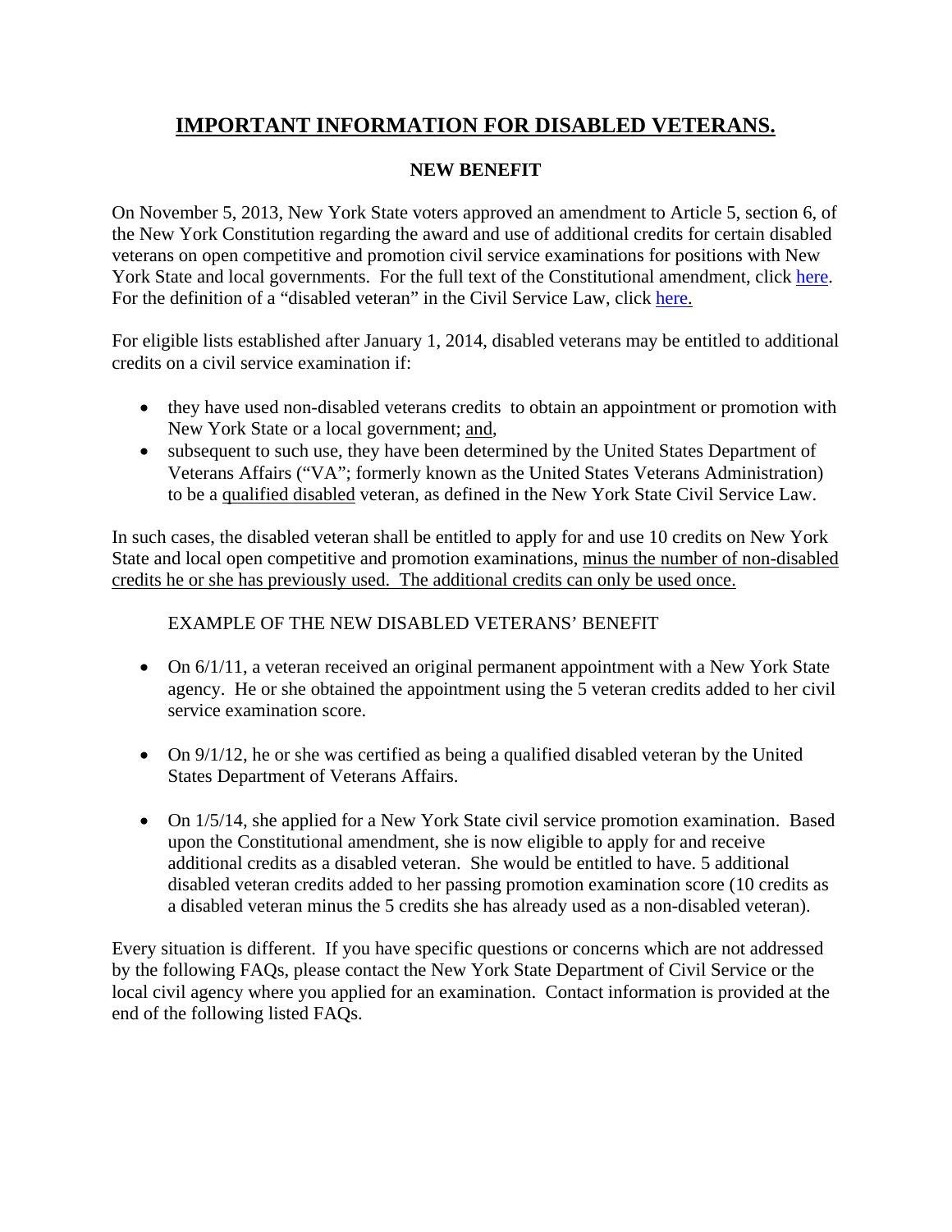# IMPORTANT INFORMATION FOR DISABLED VETERANS.

## NEW BENEFIT

On November 5, 2013, New York State voters approved an amendment to Article 5, section 6, of the New York Constitution regarding the award and use of additional credits for certain disabled veterans on open competitive and promotion civil service examinations for positions with New York State and local governments. For the full text of the Constitutional amendment, click here. For the definition of a "disabled veteran" in the Civil Service Law, click here.

For eligible lists established after January 1, 2014, disabled veterans may be entitled to additional credits on a civil service examination if:

- they have used non-disabled veterans credits to obtain an appointment or promotion with New York State or a local government; and,
- subsequent to such use, they have been determined by the United States Department of Veterans Affairs ("VA"; formerly known as the United States Veterans Administration) to be a qualified disabled veteran, as defined in the New York State Civil Service Law.

In such cases, the disabled veteran shall be entitled to apply for and use 10 credits on New York State and local open competitive and promotion examinations, minus the number of non-disabled credits he or she has previously used. The additional credits can only be used once.

EXAMPLE OF THE NEW DISABLED VETERANS' BENEFIT

- On 6/1/11, a veteran received an original permanent appointment with a New York State agency. He or she obtained the appointment using the 5 veteran credits added to her civil service examination score.
- On 9/1/12, he or she was certified as being a qualified disabled veteran by the United States Department of Veterans Affairs.
- On 1/5/14, she applied for a New York State civil service promotion examination. Based upon the Constitutional amendment, she is now eligible to apply for and receive additional credits as a disabled veteran. She would be entitled to have. 5 additional disabled veteran credits added to her passing promotion examination score (10 credits as a disabled veteran minus the 5 credits she has already used as a non-disabled veteran).

Every situation is different. If you have specific questions or concerns which are not addressed by the following FAQs, please contact the New York State Department of Civil Service or the local civil agency where you applied for an examination. Contact information is provided at the end of the following listed FAQs.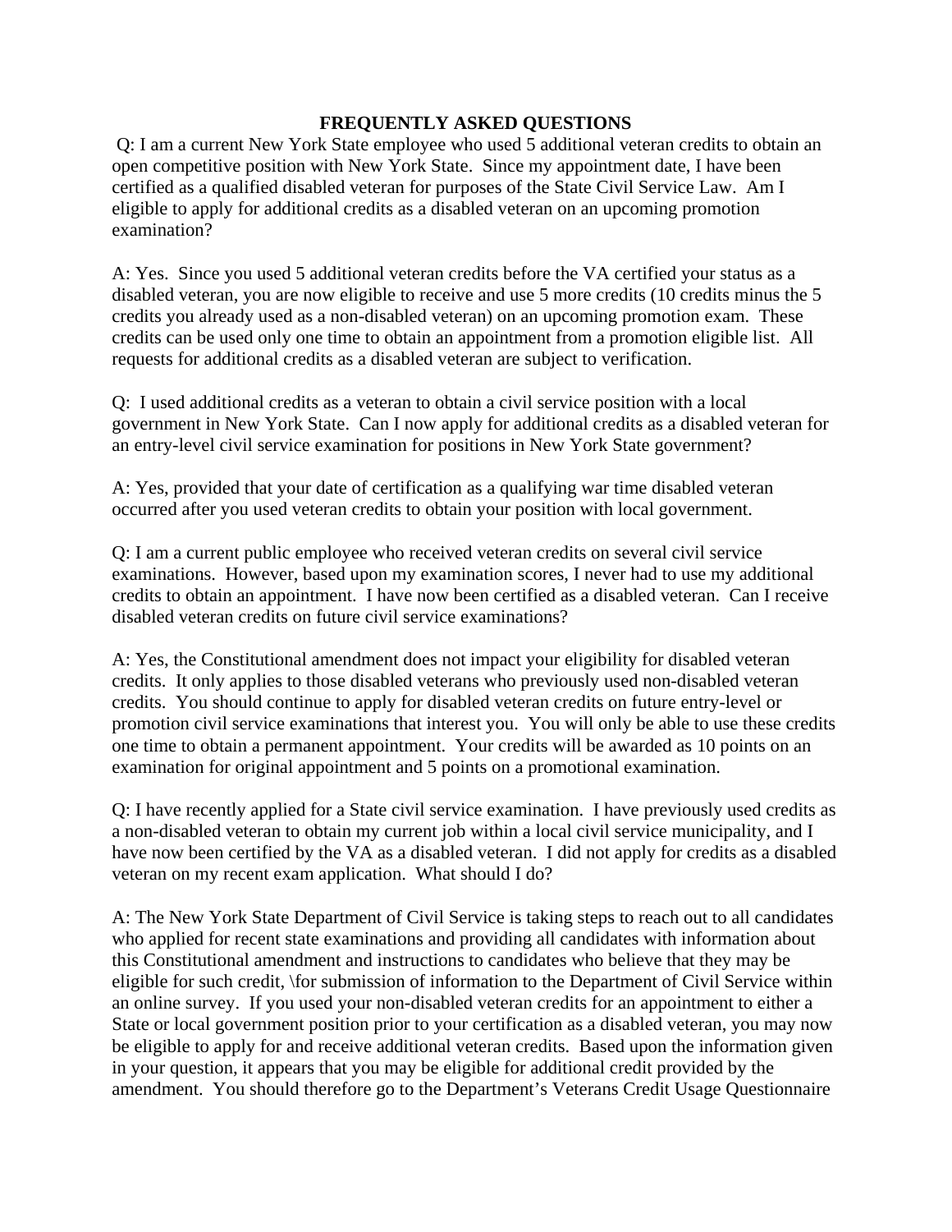**FREQUENTLY ASKED QUESTIONS**

Q: I am a current New York State employee who used 5 additional veteran credits to obtain an open competitive position with New York State. Since my appointment date, I have been certified as a qualified disabled veteran for purposes of the State Civil Service Law. Am I eligible to apply for additional credits as a disabled veteran on an upcoming promotion examination?

A: Yes. Since you used 5 additional veteran credits before the VA certified your status as a disabled veteran, you are now eligible to receive and use 5 more credits (10 credits minus the 5 credits you already used as a non-disabled veteran) on an upcoming promotion exam. These credits can be used only one time to obtain an appointment from a promotion eligible list. All requests for additional credits as a disabled veteran are subject to verification.

Q: I used additional credits as a veteran to obtain a civil service position with a local government in New York State. Can I now apply for additional credits as a disabled veteran for an entry-level civil service examination for positions in New York State government?

A: Yes, provided that your date of certification as a qualifying war time disabled veteran occurred after you used veteran credits to obtain your position with local government.

Q: I am a current public employee who received veteran credits on several civil service examinations. However, based upon my examination scores, I never had to use my additional credits to obtain an appointment. I have now been certified as a disabled veteran. Can I receive disabled veteran credits on future civil service examinations?

A: Yes, the Constitutional amendment does not impact your eligibility for disabled veteran credits. It only applies to those disabled veterans who previously used non-disabled veteran credits. You should continue to apply for disabled veteran credits on future entry-level or promotion civil service examinations that interest you. You will only be able to use these credits one time to obtain a permanent appointment. Your credits will be awarded as 10 points on an examination for original appointment and 5 points on a promotional examination.

Q: I have recently applied for a State civil service examination. I have previously used credits as a non-disabled veteran to obtain my current job within a local civil service municipality, and I have now been certified by the VA as a disabled veteran. I did not apply for credits as a disabled veteran on my recent exam application. What should I do?

A: The New York State Department of Civil Service is taking steps to reach out to all candidates who applied for recent state examinations and providing all candidates with information about this Constitutional amendment and instructions to candidates who believe that they may be eligible for such credit, \for submission of information to the Department of Civil Service within an online survey. If you used your non-disabled veteran credits for an appointment to either a State or local government position prior to your certification as a disabled veteran, you may now be eligible to apply for and receive additional veteran credits. Based upon the information given in your question, it appears that you may be eligible for additional credit provided by the amendment. You should therefore go to the Department's Veterans Credit Usage Questionnaire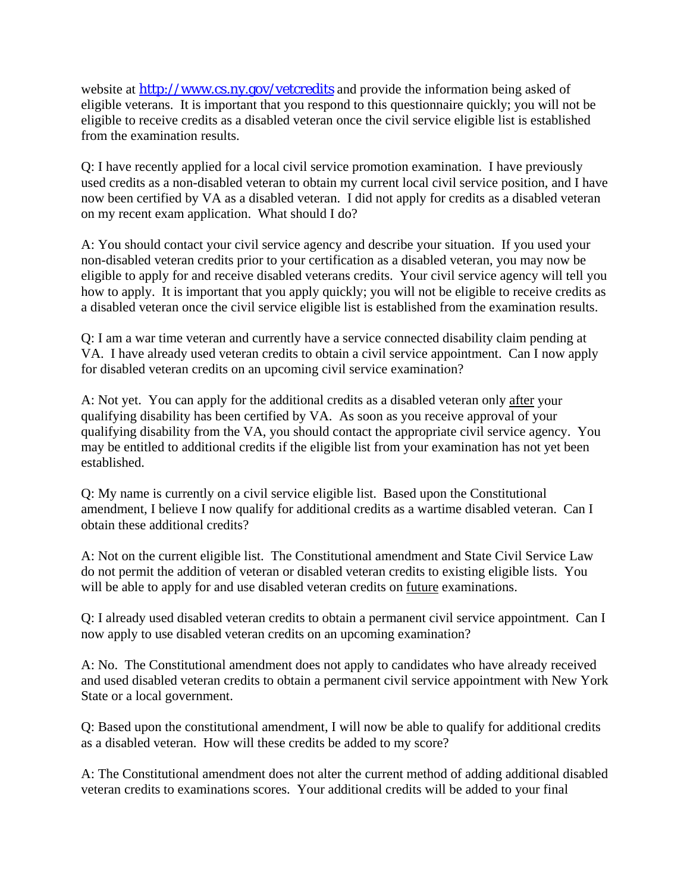website at [http://www.cs.ny.gov/vetcredits](http://www.cs.ny.gov/vetcredits) and provide the information being asked of eligible veterans. It is important that you respond to this questionnaire quickly; you will not be eligible to receive credits as a disabled veteran once the civil service eligible list is established from the examination results.

Q: I have recently applied for a local civil service promotion examination. I have previously used credits as a non-disabled veteran to obtain my current local civil service position, and I have now been certified by VA as a disabled veteran. I did not apply for credits as a disabled veteran on my recent exam application. What should I do?

A: You should contact your civil service agency and describe your situation. If you used your non-disabled veteran credits prior to your certification as a disabled veteran, you may now be eligible to apply for and receive disabled veterans credits. Your civil service agency will tell you how to apply. It is important that you apply quickly; you will not be eligible to receive credits as a disabled veteran once the civil service eligible list is established from the examination results.

Q: I am a war time veteran and currently have a service connected disability claim pending at VA. I have already used veteran credits to obtain a civil service appointment. Can I now apply for disabled veteran credits on an upcoming civil service examination?

A: Not yet. You can apply for the additional credits as a disabled veteran only <u>after</u> your qualifying disability has been certified by VA. As soon as you receive approval of your qualifying disability from the VA, you should contact the appropriate civil service agency. You may be entitled to additional credits if the eligible list from your examination has not yet been established.

Q: My name is currently on a civil service eligible list. Based upon the Constitutional amendment, I believe I now qualify for additional credits as a wartime disabled veteran. Can I obtain these additional credits?

A: Not on the current eligible list. The Constitutional amendment and State Civil Service Law do not permit the addition of veteran or disabled veteran credits to existing eligible lists. You will be able to apply for and use disabled veteran credits on <u>future</u> examinations.

Q: I already used disabled veteran credits to obtain a permanent civil service appointment. Can I now apply to use disabled veteran credits on an upcoming examination?

A: No. The Constitutional amendment does not apply to candidates who have already received and used disabled veteran credits to obtain a permanent civil service appointment with New York State or a local government.

Q: Based upon the constitutional amendment, I will now be able to qualify for additional credits as a disabled veteran. How will these credits be added to my score?

A: The Constitutional amendment does not alter the current method of adding additional disabled veteran credits to examinations scores. Your additional credits will be added to your final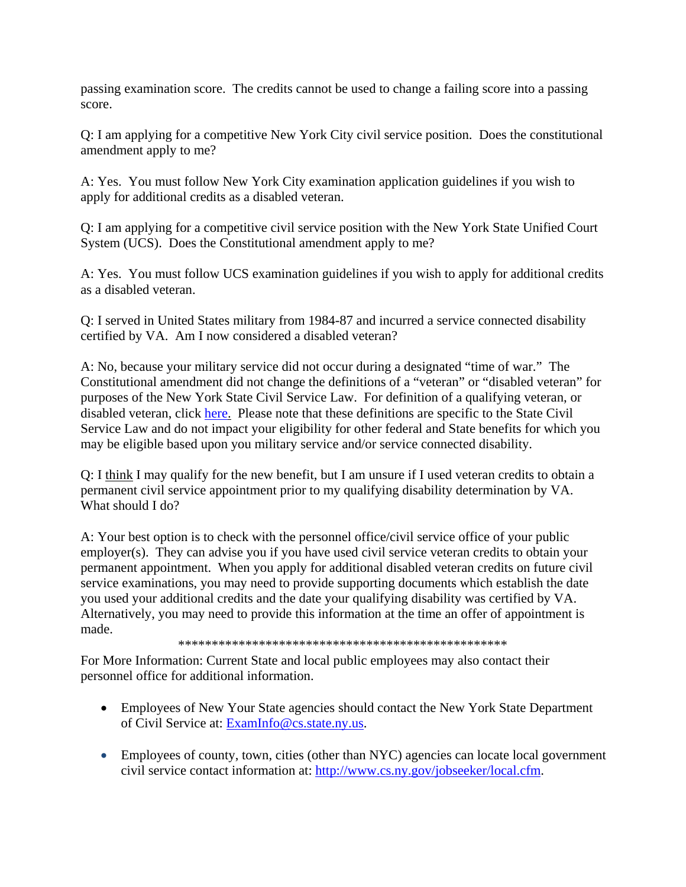passing examination score. The credits cannot be used to change a failing score into a passing score.

Q: I am applying for a competitive New York City civil service position. Does the constitutional amendment apply to me?

A: Yes. You must follow New York City examination application guidelines if you wish to apply for additional credits as a disabled veteran.

Q: I am applying for a competitive civil service position with the New York State Unified Court System (UCS). Does the Constitutional amendment apply to me?

A: Yes. You must follow UCS examination guidelines if you wish to apply for additional credits as a disabled veteran.

Q: I served in United States military from 1984-87 and incurred a service connected disability certified by VA. Am I now considered a disabled veteran?

A: No, because your military service did not occur during a designated "time of war." The Constitutional amendment did not change the definitions of a "veteran" or "disabled veteran" for purposes of the New York State Civil Service Law. For definition of a qualifying veteran, or disabled veteran, click [here.](#) Please note that these definitions are specific to the State Civil Service Law and do not impact your eligibility for other federal and State benefits for which you may be eligible based upon you military service and/or service connected disability.

Q: I <u>think</u> I may qualify for the new benefit, but I am unsure if I used veteran credits to obtain a permanent civil service appointment prior to my qualifying disability determination by VA. What should I do?

A: Your best option is to check with the personnel office/civil service office of your public employer(s). They can advise you if you have used civil service veteran credits to obtain your permanent appointment. When you apply for additional disabled veteran credits on future civil service examinations, you may need to provide supporting documents which establish the date you used your additional credits and the date your qualifying disability was certified by VA. Alternatively, you may need to provide this information at the time an offer of appointment is made.

**************************************************

For More Information: Current State and local public employees may also contact their personnel office for additional information.

- Employees of New Your State agencies should contact the New York State Department of Civil Service at: ExamInfo@cs.state.ny.us.

- Employees of county, town, cities (other than NYC) agencies can locate local government civil service contact information at: http://www.cs.ny.gov/jobseeker/local.cfm.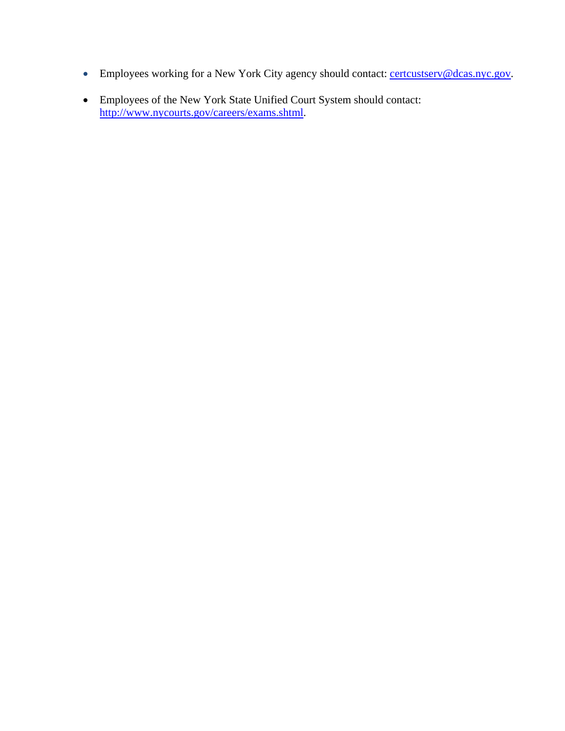- Employees working for a New York City agency should contact: certcustserv@dcas.nyc.gov.

- Employees of the New York State Unified Court System should contact: http://www.nycourts.gov/careers/exams.shtml.